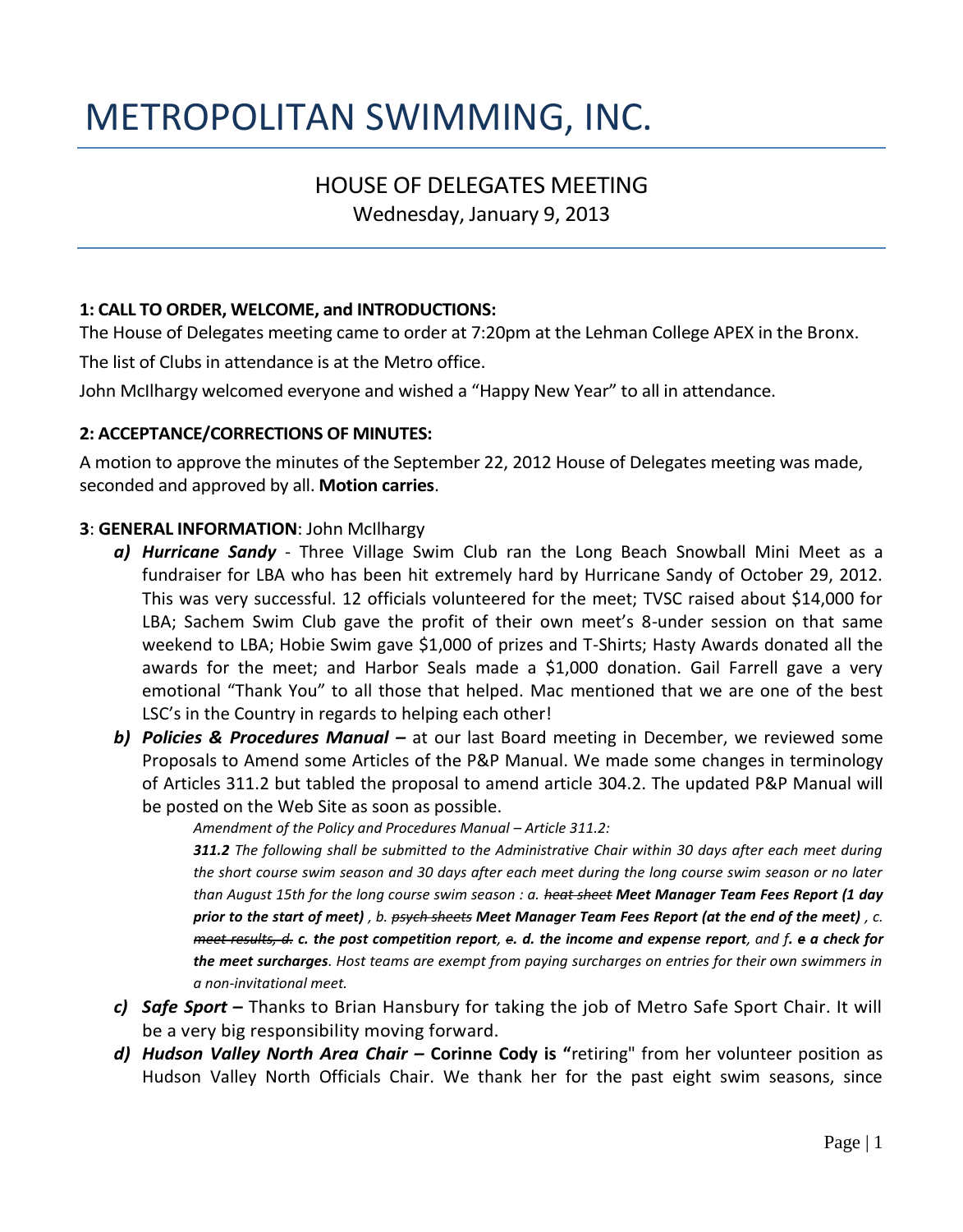# METROPOLITAN SWIMMING, INC.

## HOUSE OF DELEGATES MEETING

Wednesday, January 9, 2013

**1: CALL TO ORDER, WELCOME, and INTRODUCTIONS:**

The House of Delegates meeting came to order at 7:20pm at the Lehman College APEX in the Bronx.

The list of Clubs in attendance is at the Metro office.

John McIlhargy welcomed everyone and wished a "Happy New Year" to all in attendance.

**2: ACCEPTANCE/CORRECTIONS OF MINUTES:**

A motion to approve the minutes of the September 22, 2012 House of Delegates meeting was made, seconded and approved by all. **Motion carries**.

**3**: **GENERAL INFORMATION**: John McIlhargy

a) ***Hurricane Sandy*** - Three Village Swim Club ran the Long Beach Snowball Mini Meet as a fundraiser for LBA who has been hit extremely hard by Hurricane Sandy of October 29, 2012. This was very successful. 12 officials volunteered for the meet; TVSC raised about $14,000 for LBA; Sachem Swim Club gave the profit of their own meet's 8-under session on that same weekend to LBA; Hobie Swim gave $1,000 of prizes and T-Shirts; Hasty Awards donated all the awards for the meet; and Harbor Seals made a $1,000 donation. Gail Farrell gave a very emotional "Thank You" to all those that helped. Mac mentioned that we are one of the best LSC's in the Country in regards to helping each other!

b) ***Policies & Procedures Manual –*** at our last Board meeting in December, we reviewed some Proposals to Amend some Articles of the P&P Manual. We made some changes in terminology of Articles 311.2 but tabled the proposal to amend article 304.2. The updated P&P Manual will be posted on the Web Site as soon as possible.

   *Amendment of the Policy and Procedures Manual – Article 311.2:*

   ***311.2*** *The following shall be submitted to the Administrative Chair within 30 days after each meet during the short course swim season and 30 days after each meet during the long course swim season or no later than August 15th for the long course swim season : a.* ~~*heat sheet*~~ ***Meet Manager Team Fees Report (1 day prior to the start of meet)*** *, b.* ~~*psych sheets*~~ ***Meet Manager Team Fees Report (at the end of the meet)*** *, c.* ~~*meet results, d.*~~ ***c. the post competition report****,* ~~*e.*~~ ***d. the income and expense report****, and f.* ~~*e*~~ ***a check for the meet surcharges****. Host teams are exempt from paying surcharges on entries for their own swimmers in a non-invitational meet.*

c) ***Safe Sport –*** Thanks to Brian Hansbury for taking the job of Metro Safe Sport Chair. It will be a very big responsibility moving forward.

d) ***Hudson Valley North Area Chair –*** **Corinne Cody is "**retiring" from her volunteer position as Hudson Valley North Officials Chair. We thank her for the past eight swim seasons, since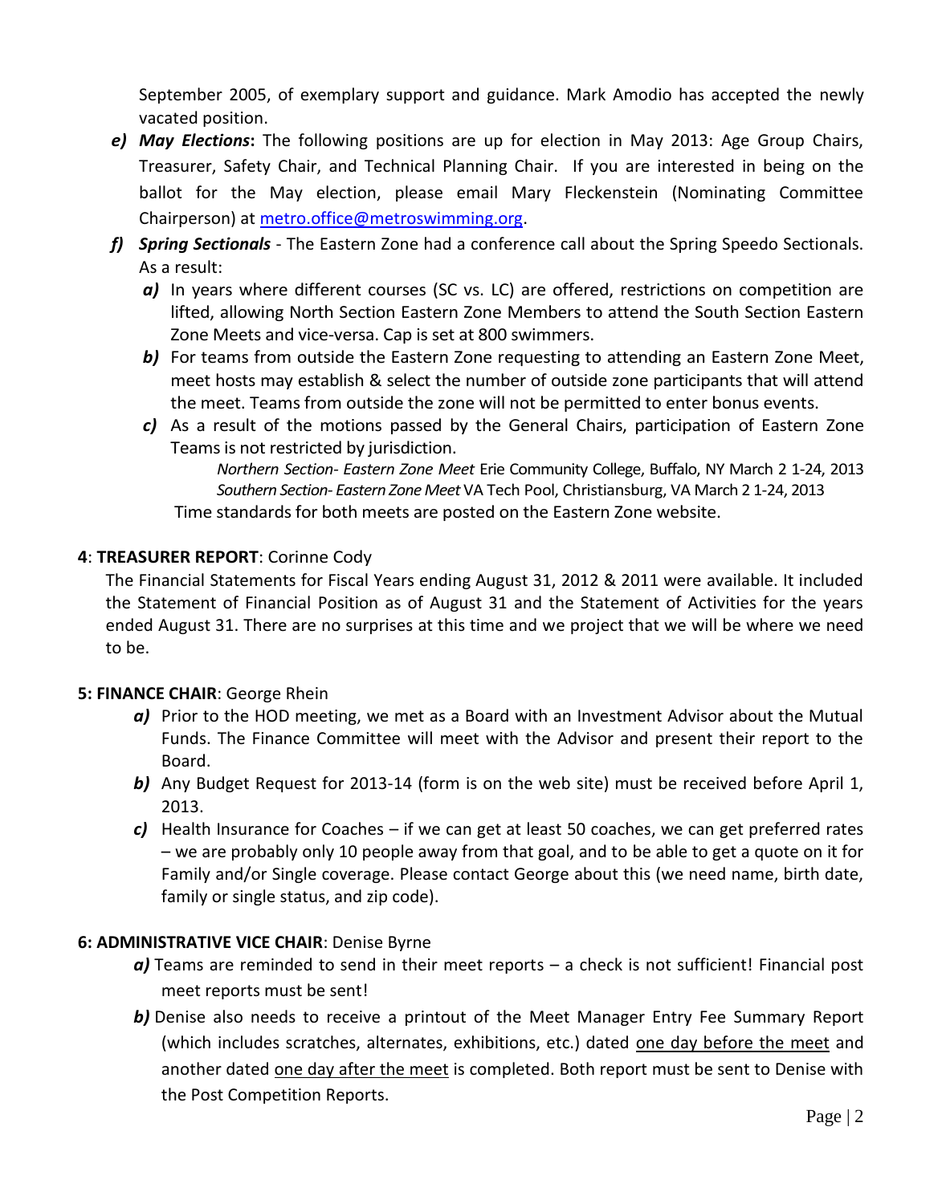September 2005, of exemplary support and guidance. Mark Amodio has accepted the newly vacated position.

*e)* ***May Elections*****:** The following positions are up for election in May 2013: Age Group Chairs, Treasurer, Safety Chair, and Technical Planning Chair. If you are interested in being on the ballot for the May election, please email Mary Fleckenstein (Nominating Committee Chairperson) at [metro.office@metroswimming.org](mailto:metro.office@metroswimming.org).

*f)* ***Spring Sectionals*** - The Eastern Zone had a conference call about the Spring Speedo Sectionals. As a result:

- ***a)*** In years where different courses (SC vs. LC) are offered, restrictions on competition are lifted, allowing North Section Eastern Zone Members to attend the South Section Eastern Zone Meets and vice-versa. Cap is set at 800 swimmers.
- ***b)*** For teams from outside the Eastern Zone requesting to attending an Eastern Zone Meet, meet hosts may establish & select the number of outside zone participants that will attend the meet. Teams from outside the zone will not be permitted to enter bonus events.
- ***c)*** As a result of the motions passed by the General Chairs, participation of Eastern Zone Teams is not restricted by jurisdiction.

  *Northern Section- Eastern Zone Meet* Erie Community College, Buffalo, NY March 2 1-24, 2013
  *Southern Section- Eastern Zone Meet* VA Tech Pool, Christiansburg, VA March 2 1-24, 2013

  Time standards for both meets are posted on the Eastern Zone website.

**4**: **TREASURER REPORT**: Corinne Cody

The Financial Statements for Fiscal Years ending August 31, 2012 & 2011 were available. It included the Statement of Financial Position as of August 31 and the Statement of Activities for the years ended August 31. There are no surprises at this time and we project that we will be where we need to be.

**5: FINANCE CHAIR**: George Rhein

- ***a)*** Prior to the HOD meeting, we met as a Board with an Investment Advisor about the Mutual Funds. The Finance Committee will meet with the Advisor and present their report to the Board.
- ***b)*** Any Budget Request for 2013-14 (form is on the web site) must be received before April 1, 2013.
- ***c)*** Health Insurance for Coaches – if we can get at least 50 coaches, we can get preferred rates – we are probably only 10 people away from that goal, and to be able to get a quote on it for Family and/or Single coverage. Please contact George about this (we need name, birth date, family or single status, and zip code).

**6: ADMINISTRATIVE VICE CHAIR**: Denise Byrne

- ***a)*** Teams are reminded to send in their meet reports – a check is not sufficient! Financial post meet reports must be sent!
- ***b)*** Denise also needs to receive a printout of the Meet Manager Entry Fee Summary Report (which includes scratches, alternates, exhibitions, etc.) dated <u>one day before the meet</u> and another dated <u>one day after the meet</u> is completed. Both report must be sent to Denise with the Post Competition Reports.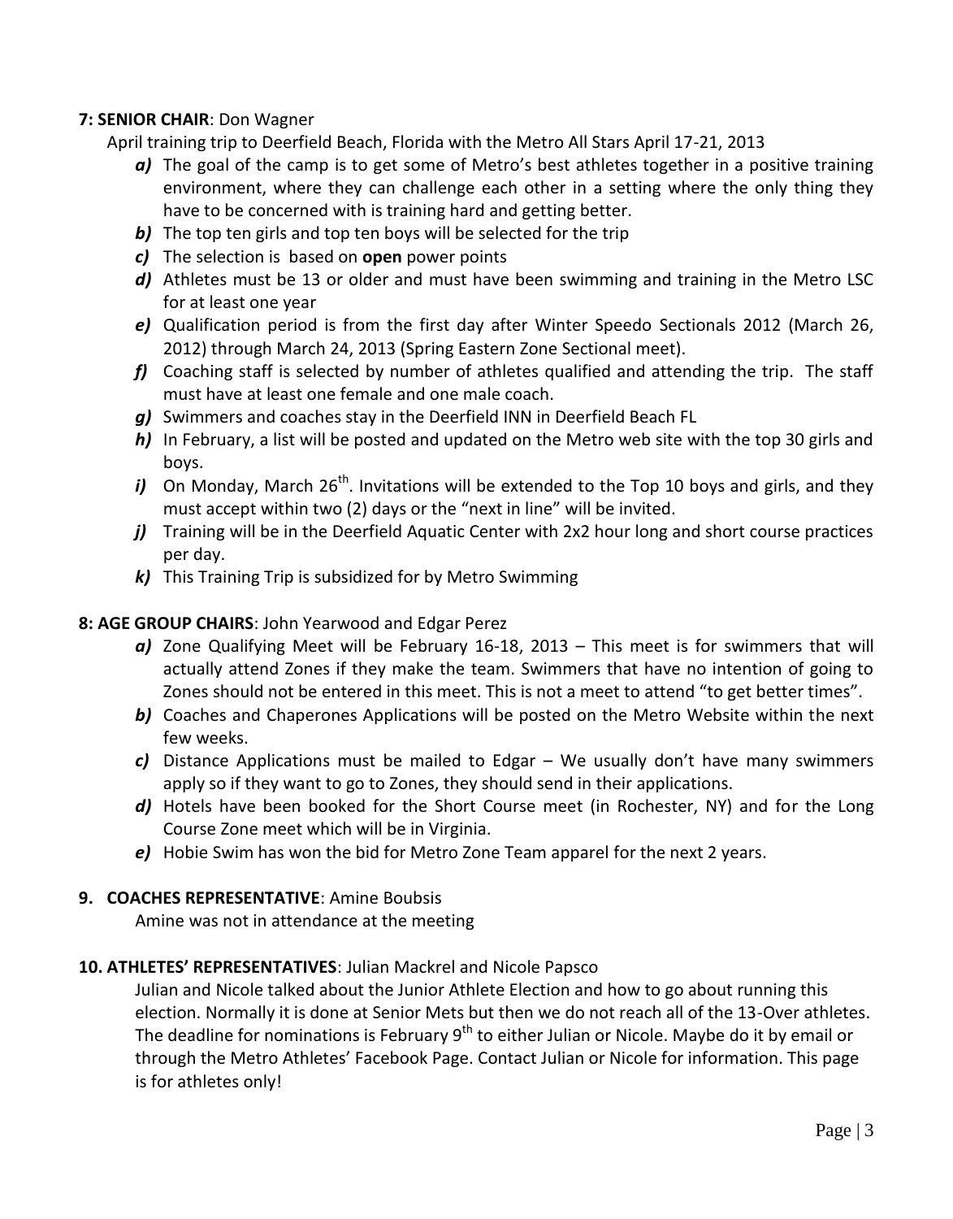**7: SENIOR CHAIR**: Don Wagner

April training trip to Deerfield Beach, Florida with the Metro All Stars April 17-21, 2013

- ***a)*** The goal of the camp is to get some of Metro's best athletes together in a positive training environment, where they can challenge each other in a setting where the only thing they have to be concerned with is training hard and getting better.
- ***b)*** The top ten girls and top ten boys will be selected for the trip
- ***c)*** The selection is based on **open** power points
- ***d)*** Athletes must be 13 or older and must have been swimming and training in the Metro LSC for at least one year
- ***e)*** Qualification period is from the first day after Winter Speedo Sectionals 2012 (March 26, 2012) through March 24, 2013 (Spring Eastern Zone Sectional meet).
- ***f)*** Coaching staff is selected by number of athletes qualified and attending the trip. The staff must have at least one female and one male coach.
- ***g)*** Swimmers and coaches stay in the Deerfield INN in Deerfield Beach FL
- ***h)*** In February, a list will be posted and updated on the Metro web site with the top 30 girls and boys.
- ***i)*** On Monday, March 26th. Invitations will be extended to the Top 10 boys and girls, and they must accept within two (2) days or the "next in line" will be invited.
- ***j)*** Training will be in the Deerfield Aquatic Center with 2x2 hour long and short course practices per day.
- ***k)*** This Training Trip is subsidized for by Metro Swimming

**8: AGE GROUP CHAIRS**: John Yearwood and Edgar Perez

- ***a)*** Zone Qualifying Meet will be February 16-18, 2013 – This meet is for swimmers that will actually attend Zones if they make the team. Swimmers that have no intention of going to Zones should not be entered in this meet. This is not a meet to attend "to get better times".
- ***b)*** Coaches and Chaperones Applications will be posted on the Metro Website within the next few weeks.
- ***c)*** Distance Applications must be mailed to Edgar – We usually don't have many swimmers apply so if they want to go to Zones, they should send in their applications.
- ***d)*** Hotels have been booked for the Short Course meet (in Rochester, NY) and for the Long Course Zone meet which will be in Virginia.
- ***e)*** Hobie Swim has won the bid for Metro Zone Team apparel for the next 2 years.

**9. COACHES REPRESENTATIVE**: Amine Boubsis

Amine was not in attendance at the meeting

**10. ATHLETES' REPRESENTATIVES**: Julian Mackrel and Nicole Papsco

Julian and Nicole talked about the Junior Athlete Election and how to go about running this election. Normally it is done at Senior Mets but then we do not reach all of the 13-Over athletes. The deadline for nominations is February 9th to either Julian or Nicole. Maybe do it by email or through the Metro Athletes' Facebook Page. Contact Julian or Nicole for information. This page is for athletes only!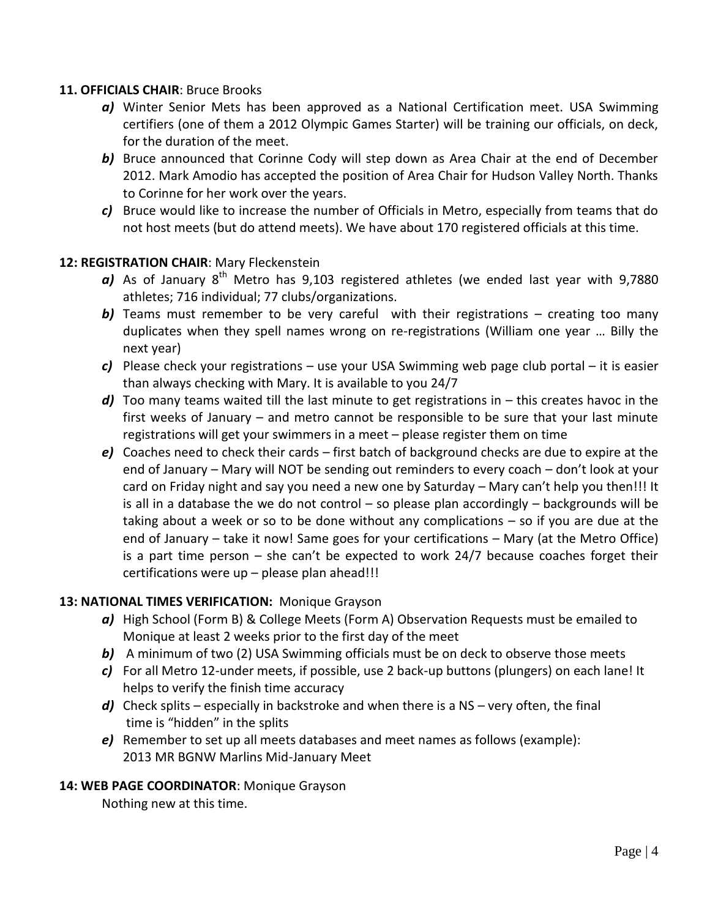**11. OFFICIALS CHAIR**: Bruce Brooks

***a)*** Winter Senior Mets has been approved as a National Certification meet. USA Swimming certifiers (one of them a 2012 Olympic Games Starter) will be training our officials, on deck, for the duration of the meet.

***b)*** Bruce announced that Corinne Cody will step down as Area Chair at the end of December 2012. Mark Amodio has accepted the position of Area Chair for Hudson Valley North. Thanks to Corinne for her work over the years.

***c)*** Bruce would like to increase the number of Officials in Metro, especially from teams that do not host meets (but do attend meets). We have about 170 registered officials at this time.

**12: REGISTRATION CHAIR**: Mary Fleckenstein

***a)*** As of January 8th Metro has 9,103 registered athletes (we ended last year with 9,7880 athletes; 716 individual; 77 clubs/organizations.

***b)*** Teams must remember to be very careful with their registrations – creating too many duplicates when they spell names wrong on re-registrations (William one year … Billy the next year)

***c)*** Please check your registrations – use your USA Swimming web page club portal – it is easier than always checking with Mary. It is available to you 24/7

***d)*** Too many teams waited till the last minute to get registrations in – this creates havoc in the first weeks of January – and metro cannot be responsible to be sure that your last minute registrations will get your swimmers in a meet – please register them on time

***e)*** Coaches need to check their cards – first batch of background checks are due to expire at the end of January – Mary will NOT be sending out reminders to every coach – don't look at your card on Friday night and say you need a new one by Saturday – Mary can't help you then!!! It is all in a database the we do not control – so please plan accordingly – backgrounds will be taking about a week or so to be done without any complications – so if you are due at the end of January – take it now! Same goes for your certifications – Mary (at the Metro Office) is a part time person – she can't be expected to work 24/7 because coaches forget their certifications were up – please plan ahead!!!

**13: NATIONAL TIMES VERIFICATION:** Monique Grayson

***a)*** High School (Form B) & College Meets (Form A) Observation Requests must be emailed to Monique at least 2 weeks prior to the first day of the meet

***b)*** A minimum of two (2) USA Swimming officials must be on deck to observe those meets

***c)*** For all Metro 12-under meets, if possible, use 2 back-up buttons (plungers) on each lane! It helps to verify the finish time accuracy

***d)*** Check splits – especially in backstroke and when there is a NS – very often, the final time is "hidden" in the splits

***e)*** Remember to set up all meets databases and meet names as follows (example):
2013 MR BGNW Marlins Mid-January Meet

**14: WEB PAGE COORDINATOR**: Monique Grayson

Nothing new at this time.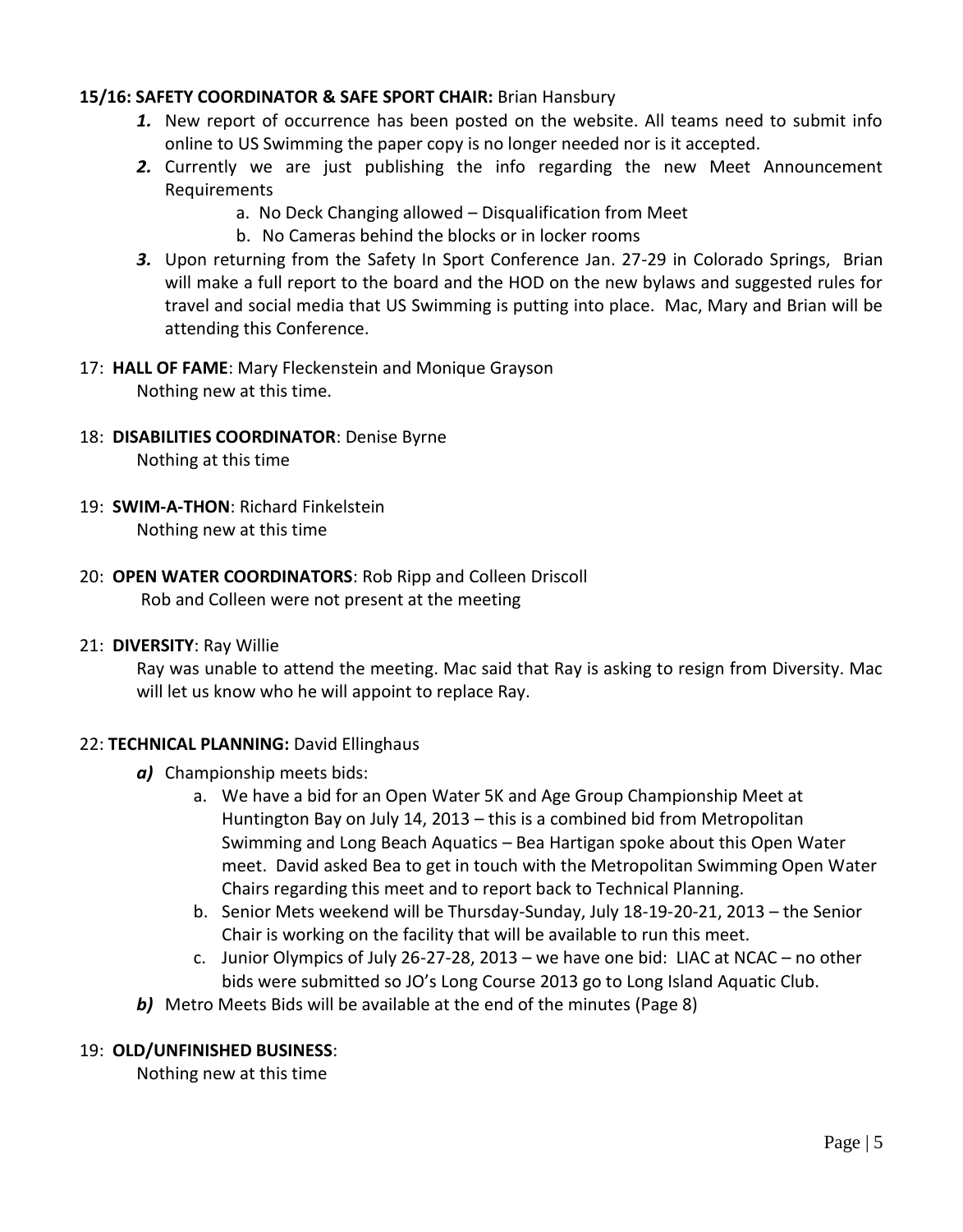**15/16: SAFETY COORDINATOR & SAFE SPORT CHAIR:** Brian Hansbury

1. New report of occurrence has been posted on the website. All teams need to submit info online to US Swimming the paper copy is no longer needed nor is it accepted.
2. Currently we are just publishing the info regarding the new Meet Announcement Requirements
    - a. No Deck Changing allowed – Disqualification from Meet
    - b. No Cameras behind the blocks or in locker rooms
3. Upon returning from the Safety In Sport Conference Jan. 27-29 in Colorado Springs, Brian will make a full report to the board and the HOD on the new bylaws and suggested rules for travel and social media that US Swimming is putting into place. Mac, Mary and Brian will be attending this Conference.

17: **HALL OF FAME**: Mary Fleckenstein and Monique Grayson
Nothing new at this time.

18: **DISABILITIES COORDINATOR**: Denise Byrne
Nothing at this time

19: **SWIM-A-THON**: Richard Finkelstein
Nothing new at this time

20: **OPEN WATER COORDINATORS**: Rob Ripp and Colleen Driscoll
Rob and Colleen were not present at the meeting

21: **DIVERSITY**: Ray Willie
Ray was unable to attend the meeting. Mac said that Ray is asking to resign from Diversity. Mac will let us know who he will appoint to replace Ray.

22: **TECHNICAL PLANNING:** David Ellinghaus

- ***a)*** Championship meets bids:
    - a. We have a bid for an Open Water 5K and Age Group Championship Meet at Huntington Bay on July 14, 2013 – this is a combined bid from Metropolitan Swimming and Long Beach Aquatics – Bea Hartigan spoke about this Open Water meet. David asked Bea to get in touch with the Metropolitan Swimming Open Water Chairs regarding this meet and to report back to Technical Planning.
    - b. Senior Mets weekend will be Thursday-Sunday, July 18-19-20-21, 2013 – the Senior Chair is working on the facility that will be available to run this meet.
    - c. Junior Olympics of July 26-27-28, 2013 – we have one bid: LIAC at NCAC – no other bids were submitted so JO's Long Course 2013 go to Long Island Aquatic Club.
- ***b)*** Metro Meets Bids will be available at the end of the minutes (Page 8)

19: **OLD/UNFINISHED BUSINESS**:
Nothing new at this time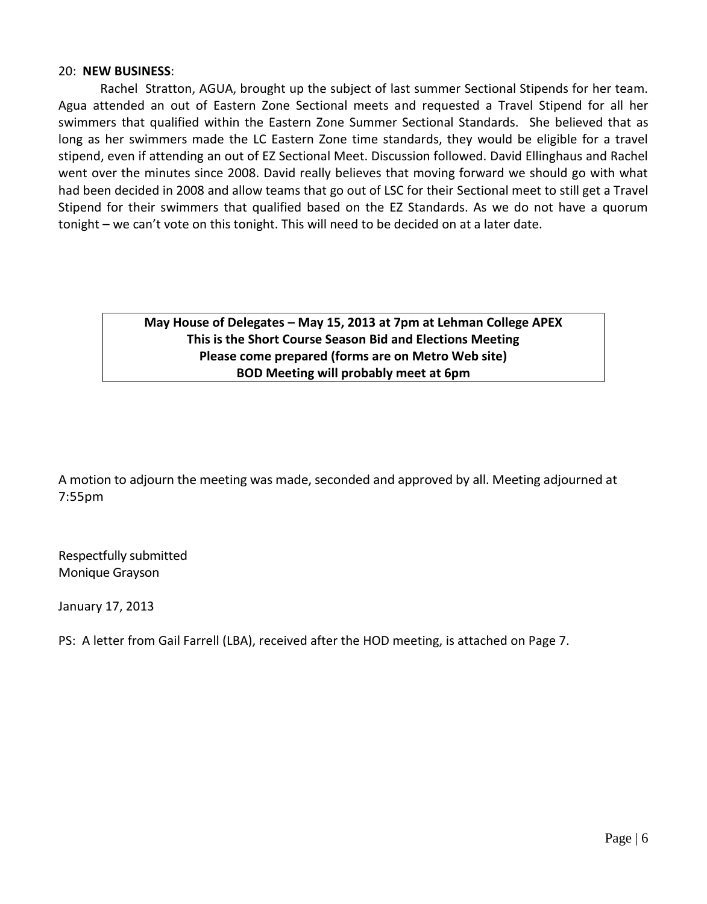20: **NEW BUSINESS**:

Rachel Stratton, AGUA, brought up the subject of last summer Sectional Stipends for her team. Agua attended an out of Eastern Zone Sectional meets and requested a Travel Stipend for all her swimmers that qualified within the Eastern Zone Summer Sectional Standards. She believed that as long as her swimmers made the LC Eastern Zone time standards, they would be eligible for a travel stipend, even if attending an out of EZ Sectional Meet. Discussion followed. David Ellinghaus and Rachel went over the minutes since 2008. David really believes that moving forward we should go with what had been decided in 2008 and allow teams that go out of LSC for their Sectional meet to still get a Travel Stipend for their swimmers that qualified based on the EZ Standards. As we do not have a quorum tonight – we can't vote on this tonight. This will need to be decided on at a later date.

**May House of Delegates – May 15, 2013 at 7pm at Lehman College APEX**
**This is the Short Course Season Bid and Elections Meeting**
**Please come prepared (forms are on Metro Web site)**
**BOD Meeting will probably meet at 6pm**

A motion to adjourn the meeting was made, seconded and approved by all. Meeting adjourned at 7:55pm

Respectfully submitted
Monique Grayson

January 17, 2013

PS: A letter from Gail Farrell (LBA), received after the HOD meeting, is attached on Page 7.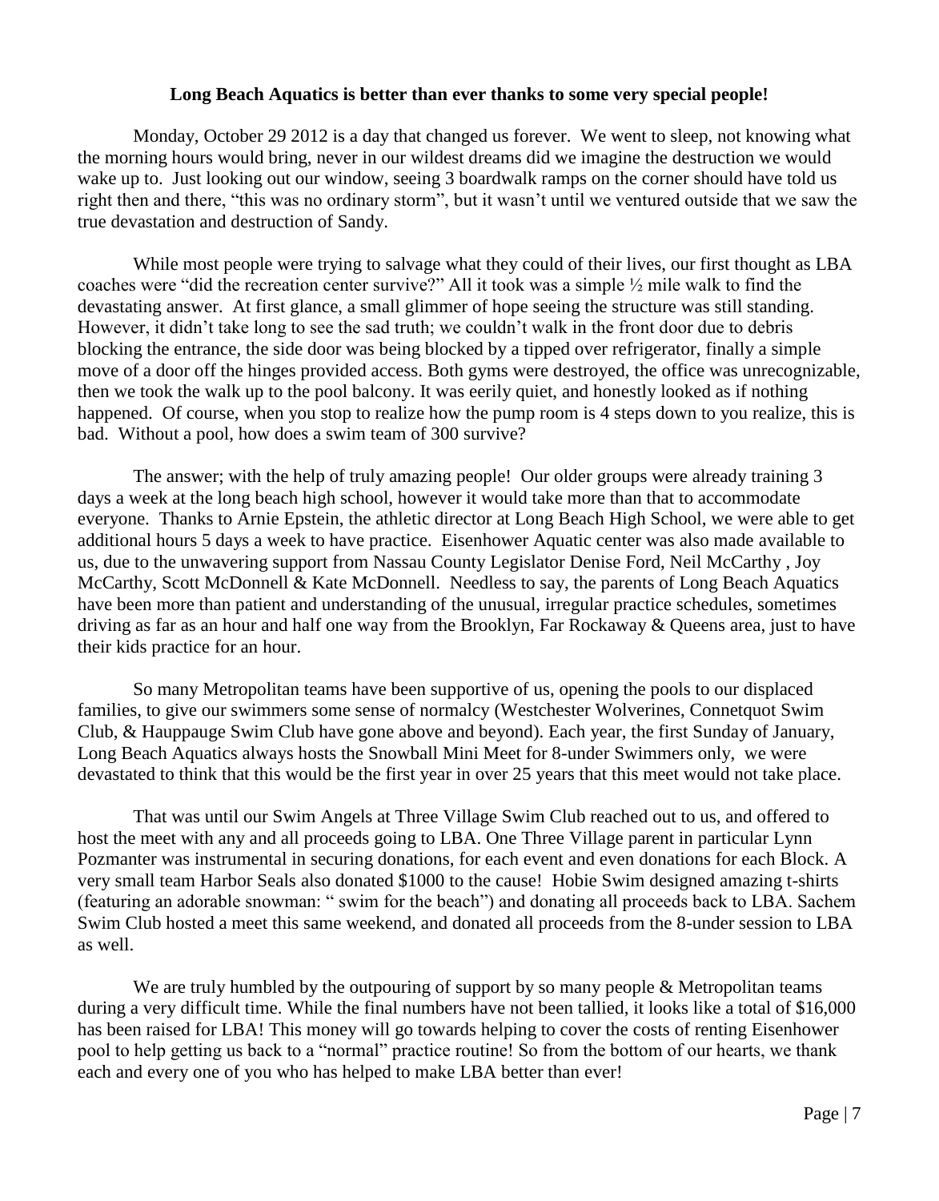**Long Beach Aquatics is better than ever thanks to some very special people!**

Monday, October 29 2012 is a day that changed us forever. We went to sleep, not knowing what the morning hours would bring, never in our wildest dreams did we imagine the destruction we would wake up to. Just looking out our window, seeing 3 boardwalk ramps on the corner should have told us right then and there, "this was no ordinary storm", but it wasn't until we ventured outside that we saw the true devastation and destruction of Sandy.

While most people were trying to salvage what they could of their lives, our first thought as LBA coaches were "did the recreation center survive?" All it took was a simple ½ mile walk to find the devastating answer. At first glance, a small glimmer of hope seeing the structure was still standing. However, it didn't take long to see the sad truth; we couldn't walk in the front door due to debris blocking the entrance, the side door was being blocked by a tipped over refrigerator, finally a simple move of a door off the hinges provided access. Both gyms were destroyed, the office was unrecognizable, then we took the walk up to the pool balcony. It was eerily quiet, and honestly looked as if nothing happened. Of course, when you stop to realize how the pump room is 4 steps down to you realize, this is bad. Without a pool, how does a swim team of 300 survive?

The answer; with the help of truly amazing people! Our older groups were already training 3 days a week at the long beach high school, however it would take more than that to accommodate everyone. Thanks to Arnie Epstein, the athletic director at Long Beach High School, we were able to get additional hours 5 days a week to have practice. Eisenhower Aquatic center was also made available to us, due to the unwavering support from Nassau County Legislator Denise Ford, Neil McCarthy , Joy McCarthy, Scott McDonnell & Kate McDonnell. Needless to say, the parents of Long Beach Aquatics have been more than patient and understanding of the unusual, irregular practice schedules, sometimes driving as far as an hour and half one way from the Brooklyn, Far Rockaway & Queens area, just to have their kids practice for an hour.

So many Metropolitan teams have been supportive of us, opening the pools to our displaced families, to give our swimmers some sense of normalcy (Westchester Wolverines, Connetquot Swim Club, & Hauppauge Swim Club have gone above and beyond). Each year, the first Sunday of January, Long Beach Aquatics always hosts the Snowball Mini Meet for 8-under Swimmers only, we were devastated to think that this would be the first year in over 25 years that this meet would not take place.

That was until our Swim Angels at Three Village Swim Club reached out to us, and offered to host the meet with any and all proceeds going to LBA. One Three Village parent in particular Lynn Pozmanter was instrumental in securing donations, for each event and even donations for each Block. A very small team Harbor Seals also donated $1000 to the cause! Hobie Swim designed amazing t-shirts (featuring an adorable snowman: " swim for the beach") and donating all proceeds back to LBA. Sachem Swim Club hosted a meet this same weekend, and donated all proceeds from the 8-under session to LBA as well.

We are truly humbled by the outpouring of support by so many people & Metropolitan teams during a very difficult time. While the final numbers have not been tallied, it looks like a total of $16,000 has been raised for LBA! This money will go towards helping to cover the costs of renting Eisenhower pool to help getting us back to a "normal" practice routine! So from the bottom of our hearts, we thank each and every one of you who has helped to make LBA better than ever!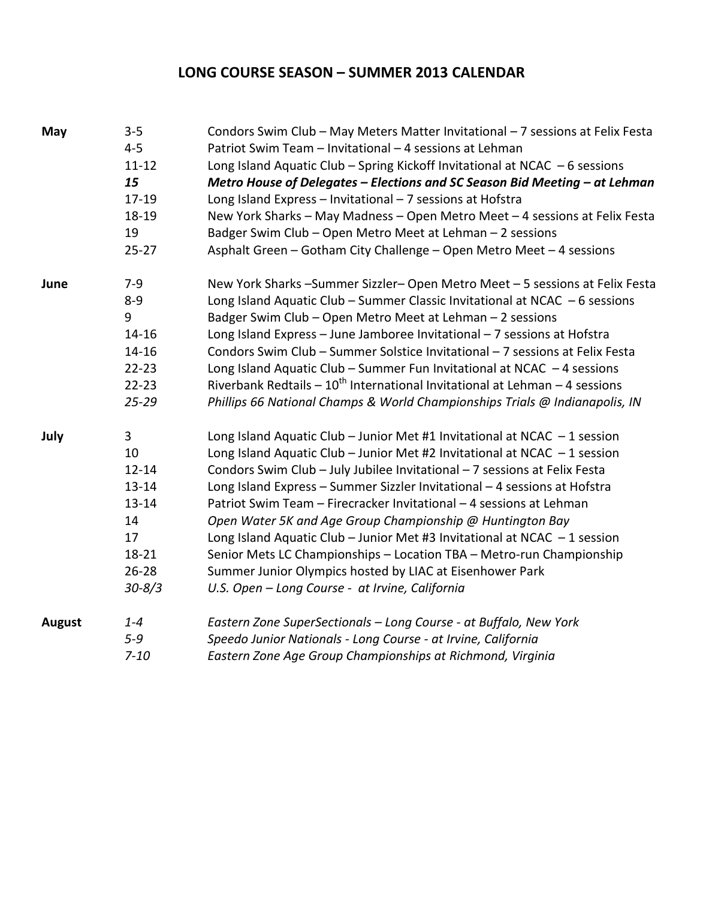# LONG COURSE SEASON – SUMMER 2013 CALENDAR

| | | |
|---|---|---|
| **May** | 3-5 | Condors Swim Club – May Meters Matter Invitational – 7 sessions at Felix Festa |
| | 4-5 | Patriot Swim Team – Invitational – 4 sessions at Lehman |
| | 11-12 | Long Island Aquatic Club – Spring Kickoff Invitational at NCAC – 6 sessions |
| | ***15*** | ***Metro House of Delegates – Elections and SC Season Bid Meeting – at Lehman*** |
| | 17-19 | Long Island Express – Invitational – 7 sessions at Hofstra |
| | 18-19 | New York Sharks – May Madness – Open Metro Meet – 4 sessions at Felix Festa |
| | 19 | Badger Swim Club – Open Metro Meet at Lehman – 2 sessions |
| | 25-27 | Asphalt Green – Gotham City Challenge – Open Metro Meet – 4 sessions |
| **June** | 7-9 | New York Sharks –Summer Sizzler– Open Metro Meet – 5 sessions at Felix Festa |
| | 8-9 | Long Island Aquatic Club – Summer Classic Invitational at NCAC – 6 sessions |
| | 9 | Badger Swim Club – Open Metro Meet at Lehman – 2 sessions |
| | 14-16 | Long Island Express – June Jamboree Invitational – 7 sessions at Hofstra |
| | 14-16 | Condors Swim Club – Summer Solstice Invitational – 7 sessions at Felix Festa |
| | 22-23 | Long Island Aquatic Club – Summer Fun Invitational at NCAC – 4 sessions |
| | 22-23 | Riverbank Redtails – 10th International Invitational at Lehman – 4 sessions |
| | *25-29* | *Phillips 66 National Champs & World Championships Trials @ Indianapolis, IN* |
| **July** | 3 | Long Island Aquatic Club – Junior Met #1 Invitational at NCAC – 1 session |
| | 10 | Long Island Aquatic Club – Junior Met #2 Invitational at NCAC – 1 session |
| | 12-14 | Condors Swim Club – July Jubilee Invitational – 7 sessions at Felix Festa |
| | 13-14 | Long Island Express – Summer Sizzler Invitational – 4 sessions at Hofstra |
| | 13-14 | Patriot Swim Team – Firecracker Invitational – 4 sessions at Lehman |
| | *14* | *Open Water 5K and Age Group Championship @ Huntington Bay* |
| | 17 | Long Island Aquatic Club – Junior Met #3 Invitational at NCAC – 1 session |
| | 18-21 | Senior Mets LC Championships – Location TBA – Metro-run Championship |
| | 26-28 | Summer Junior Olympics hosted by LIAC at Eisenhower Park |
| | *30-8/3* | *U.S. Open – Long Course - at Irvine, California* |
| **August** | *1-4* | *Eastern Zone SuperSectionals – Long Course - at Buffalo, New York* |
| | *5-9* | *Speedo Junior Nationals - Long Course - at Irvine, California* |
| | *7-10* | *Eastern Zone Age Group Championships at Richmond, Virginia* |